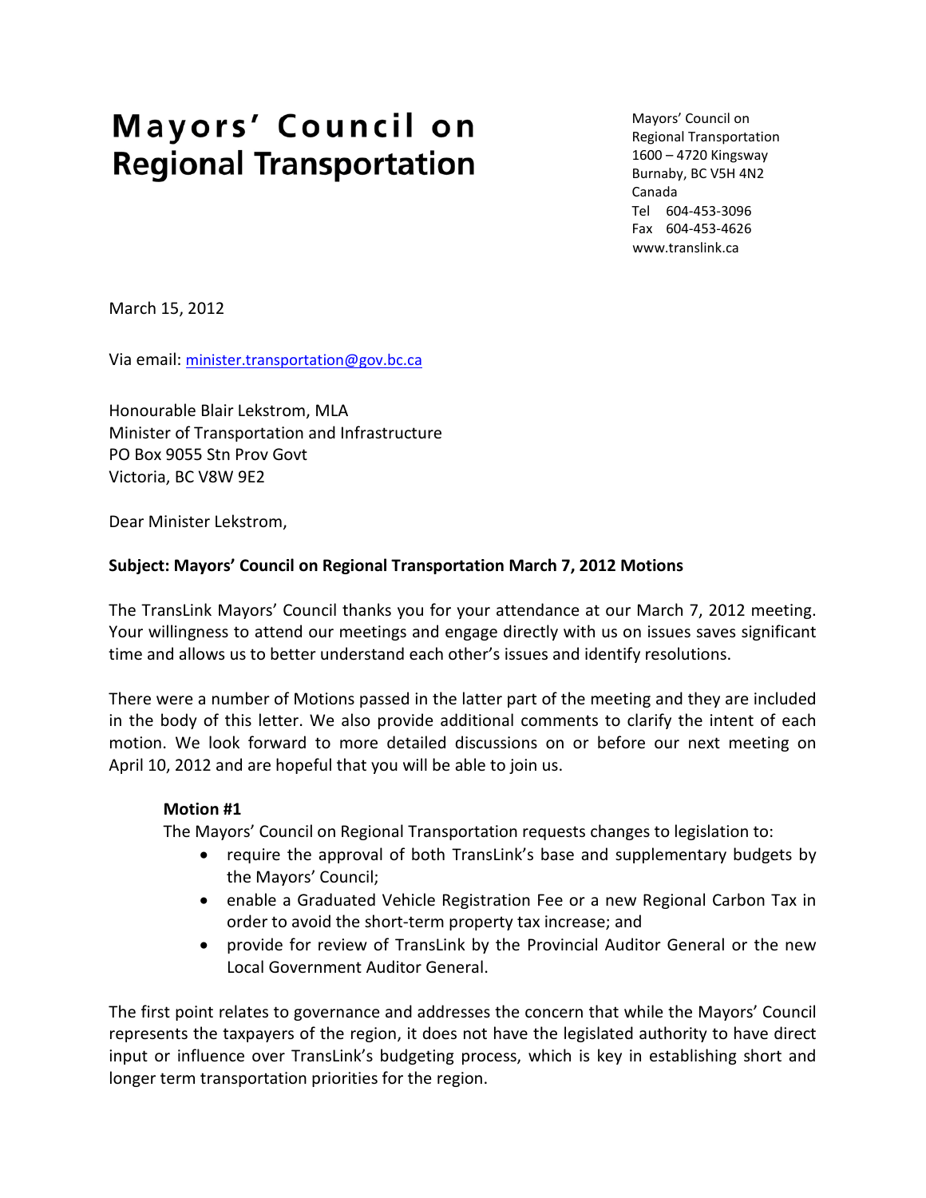# Mayors' Council on Regional Transportation

Mayors' Council on
Regional Transportation
1600 – 4720 Kingsway
Burnaby, BC V5H 4N2
Canada
Tel 604-453-3096
Fax 604-453-4626
www.translink.ca

March 15, 2012

Via email: minister.transportation@gov.bc.ca

Honourable Blair Lekstrom, MLA
Minister of Transportation and Infrastructure
PO Box 9055 Stn Prov Govt
Victoria, BC V8W 9E2

Dear Minister Lekstrom,

**Subject: Mayors' Council on Regional Transportation March 7, 2012 Motions**

The TransLink Mayors' Council thanks you for your attendance at our March 7, 2012 meeting. Your willingness to attend our meetings and engage directly with us on issues saves significant time and allows us to better understand each other's issues and identify resolutions.

There were a number of Motions passed in the latter part of the meeting and they are included in the body of this letter. We also provide additional comments to clarify the intent of each motion. We look forward to more detailed discussions on or before our next meeting on April 10, 2012 and are hopeful that you will be able to join us.

**Motion #1**

The Mayors' Council on Regional Transportation requests changes to legislation to:

- require the approval of both TransLink's base and supplementary budgets by the Mayors' Council;
- enable a Graduated Vehicle Registration Fee or a new Regional Carbon Tax in order to avoid the short-term property tax increase; and
- provide for review of TransLink by the Provincial Auditor General or the new Local Government Auditor General.

The first point relates to governance and addresses the concern that while the Mayors' Council represents the taxpayers of the region, it does not have the legislated authority to have direct input or influence over TransLink's budgeting process, which is key in establishing short and longer term transportation priorities for the region.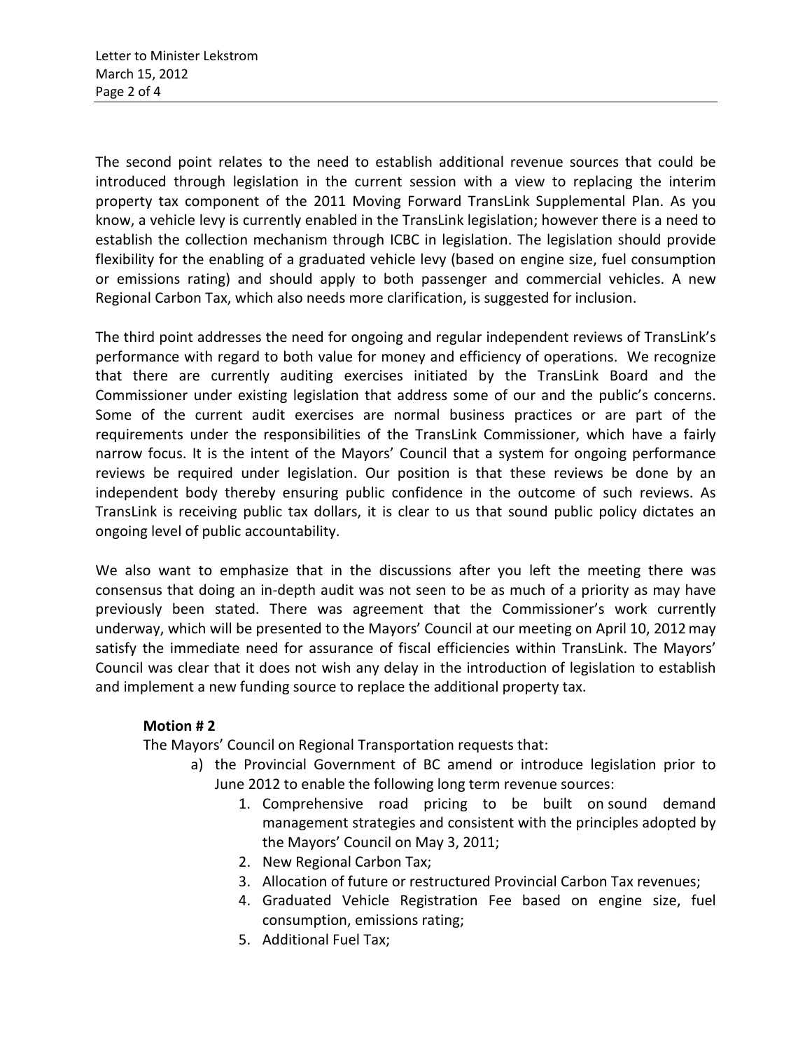The second point relates to the need to establish additional revenue sources that could be introduced through legislation in the current session with a view to replacing the interim property tax component of the 2011 Moving Forward TransLink Supplemental Plan. As you know, a vehicle levy is currently enabled in the TransLink legislation; however there is a need to establish the collection mechanism through ICBC in legislation. The legislation should provide flexibility for the enabling of a graduated vehicle levy (based on engine size, fuel consumption or emissions rating) and should apply to both passenger and commercial vehicles. A new Regional Carbon Tax, which also needs more clarification, is suggested for inclusion.

The third point addresses the need for ongoing and regular independent reviews of TransLink's performance with regard to both value for money and efficiency of operations. We recognize that there are currently auditing exercises initiated by the TransLink Board and the Commissioner under existing legislation that address some of our and the public's concerns. Some of the current audit exercises are normal business practices or are part of the requirements under the responsibilities of the TransLink Commissioner, which have a fairly narrow focus. It is the intent of the Mayors' Council that a system for ongoing performance reviews be required under legislation. Our position is that these reviews be done by an independent body thereby ensuring public confidence in the outcome of such reviews. As TransLink is receiving public tax dollars, it is clear to us that sound public policy dictates an ongoing level of public accountability.

We also want to emphasize that in the discussions after you left the meeting there was consensus that doing an in-depth audit was not seen to be as much of a priority as may have previously been stated. There was agreement that the Commissioner's work currently underway, which will be presented to the Mayors' Council at our meeting on April 10, 2012 may satisfy the immediate need for assurance of fiscal efficiencies within TransLink. The Mayors' Council was clear that it does not wish any delay in the introduction of legislation to establish and implement a new funding source to replace the additional property tax.

**Motion # 2**

The Mayors' Council on Regional Transportation requests that:

a) the Provincial Government of BC amend or introduce legislation prior to June 2012 to enable the following long term revenue sources:
   1. Comprehensive road pricing to be built on sound demand management strategies and consistent with the principles adopted by the Mayors' Council on May 3, 2011;
   2. New Regional Carbon Tax;
   3. Allocation of future or restructured Provincial Carbon Tax revenues;
   4. Graduated Vehicle Registration Fee based on engine size, fuel consumption, emissions rating;
   5. Additional Fuel Tax;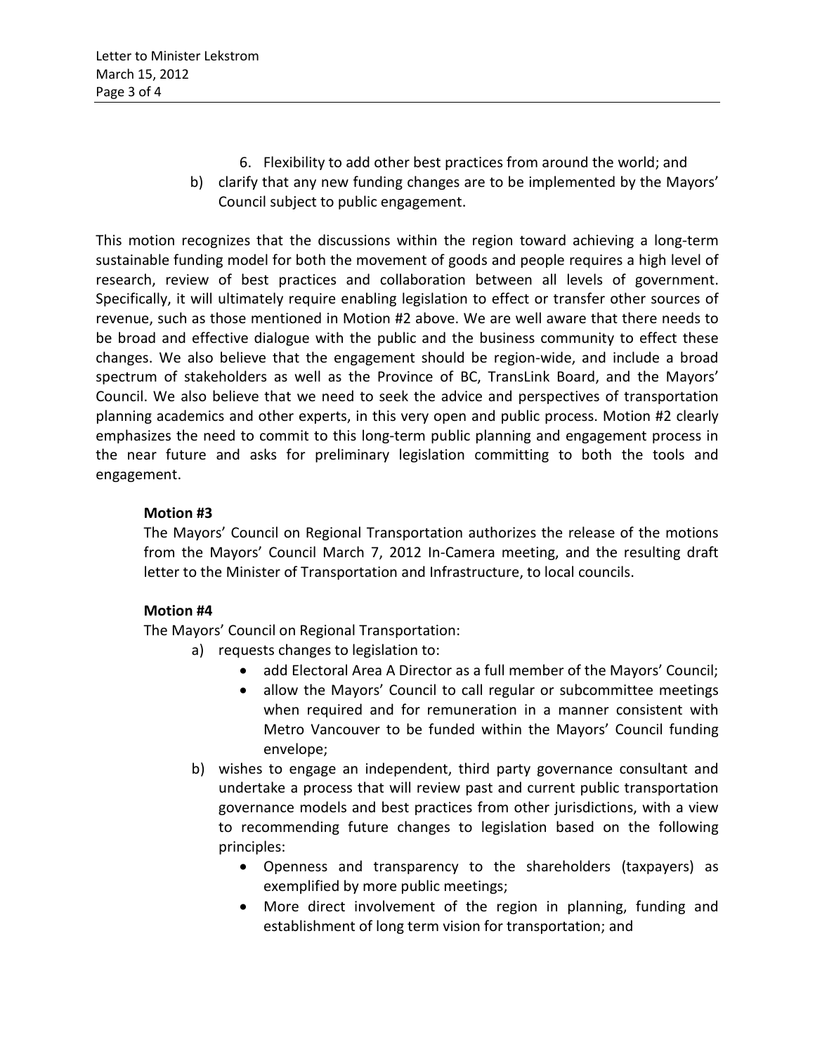6. Flexibility to add other best practices from around the world; and

b) clarify that any new funding changes are to be implemented by the Mayors' Council subject to public engagement.

This motion recognizes that the discussions within the region toward achieving a long-term sustainable funding model for both the movement of goods and people requires a high level of research, review of best practices and collaboration between all levels of government. Specifically, it will ultimately require enabling legislation to effect or transfer other sources of revenue, such as those mentioned in Motion #2 above. We are well aware that there needs to be broad and effective dialogue with the public and the business community to effect these changes. We also believe that the engagement should be region-wide, and include a broad spectrum of stakeholders as well as the Province of BC, TransLink Board, and the Mayors' Council. We also believe that we need to seek the advice and perspectives of transportation planning academics and other experts, in this very open and public process. Motion #2 clearly emphasizes the need to commit to this long-term public planning and engagement process in the near future and asks for preliminary legislation committing to both the tools and engagement.

**Motion #3**

The Mayors' Council on Regional Transportation authorizes the release of the motions from the Mayors' Council March 7, 2012 In-Camera meeting, and the resulting draft letter to the Minister of Transportation and Infrastructure, to local councils.

**Motion #4**

The Mayors' Council on Regional Transportation:

a) requests changes to legislation to:
   - add Electoral Area A Director as a full member of the Mayors' Council;
   - allow the Mayors' Council to call regular or subcommittee meetings when required and for remuneration in a manner consistent with Metro Vancouver to be funded within the Mayors' Council funding envelope;

b) wishes to engage an independent, third party governance consultant and undertake a process that will review past and current public transportation governance models and best practices from other jurisdictions, with a view to recommending future changes to legislation based on the following principles:
   - Openness and transparency to the shareholders (taxpayers) as exemplified by more public meetings;
   - More direct involvement of the region in planning, funding and establishment of long term vision for transportation; and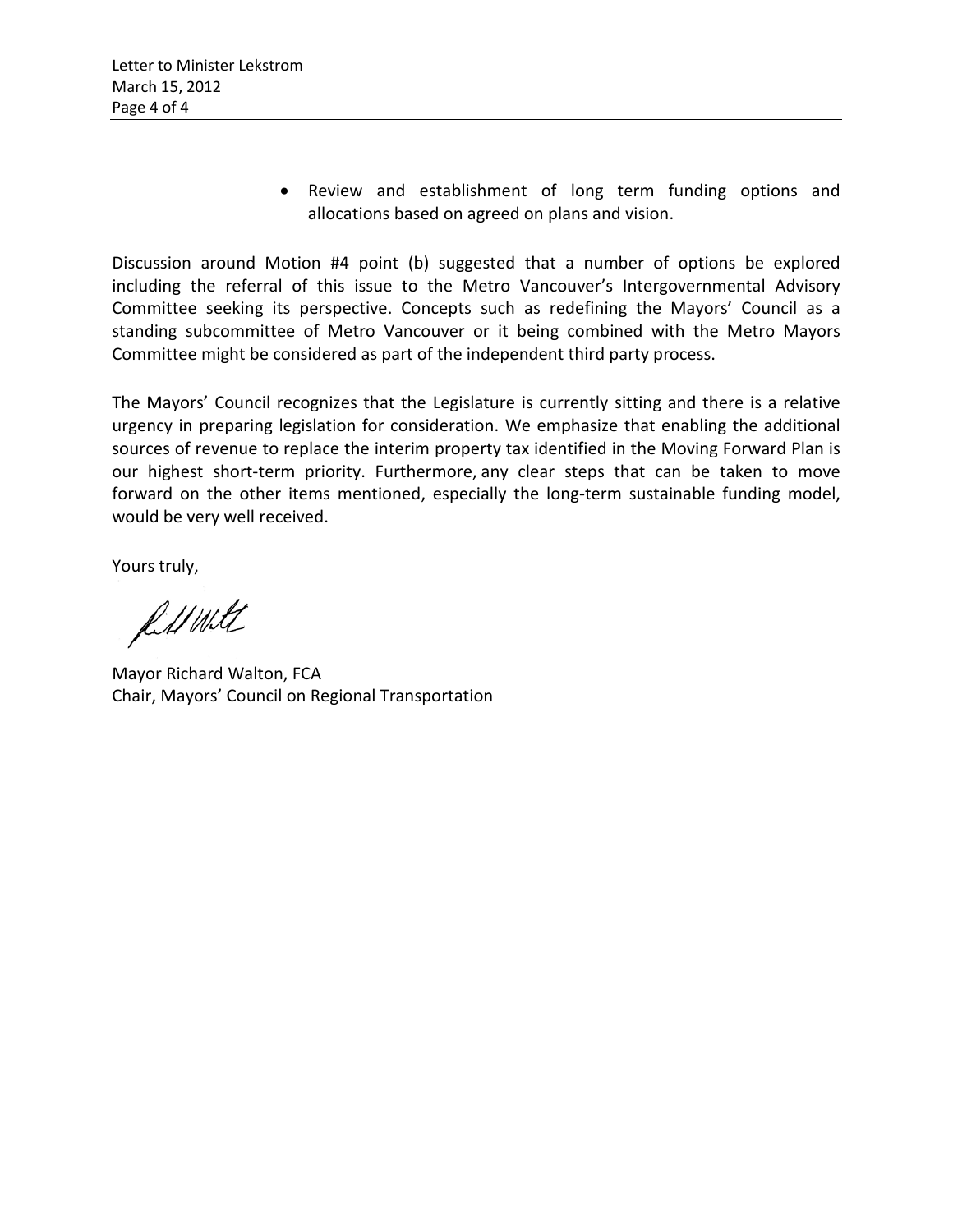- Review and establishment of long term funding options and allocations based on agreed on plans and vision.

Discussion around Motion #4 point (b) suggested that a number of options be explored including the referral of this issue to the Metro Vancouver's Intergovernmental Advisory Committee seeking its perspective. Concepts such as redefining the Mayors' Council as a standing subcommittee of Metro Vancouver or it being combined with the Metro Mayors Committee might be considered as part of the independent third party process.

The Mayors' Council recognizes that the Legislature is currently sitting and there is a relative urgency in preparing legislation for consideration. We emphasize that enabling the additional sources of revenue to replace the interim property tax identified in the Moving Forward Plan is our highest short-term priority. Furthermore, any clear steps that can be taken to move forward on the other items mentioned, especially the long-term sustainable funding model, would be very well received.

Yours truly,

Mayor Richard Walton, FCA
Chair, Mayors' Council on Regional Transportation